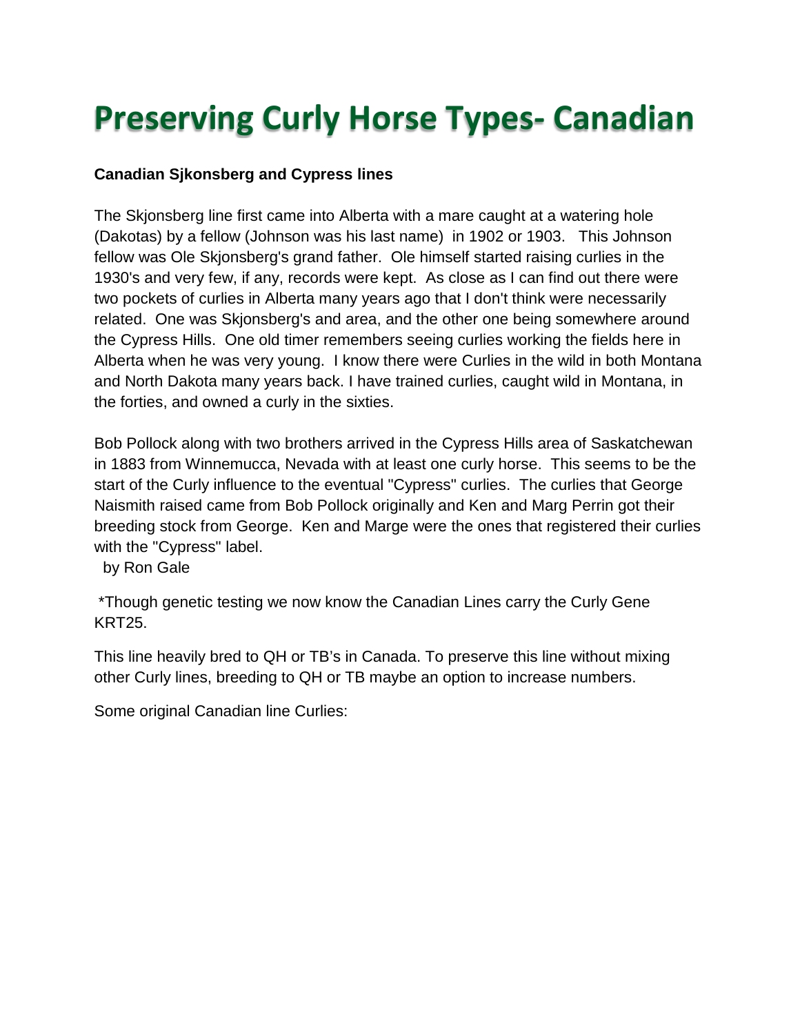# Preserving Curly Horse Types- Canadian

**Canadian Sjkonsberg and Cypress lines**

The Skjonsberg line first came into Alberta with a mare caught at a watering hole (Dakotas) by a fellow (Johnson was his last name) in 1902 or 1903. This Johnson fellow was Ole Skjonsberg's grand father. Ole himself started raising curlies in the 1930's and very few, if any, records were kept. As close as I can find out there were two pockets of curlies in Alberta many years ago that I don't think were necessarily related. One was Skjonsberg's and area, and the other one being somewhere around the Cypress Hills. One old timer remembers seeing curlies working the fields here in Alberta when he was very young. I know there were Curlies in the wild in both Montana and North Dakota many years back. I have trained curlies, caught wild in Montana, in the forties, and owned a curly in the sixties.

Bob Pollock along with two brothers arrived in the Cypress Hills area of Saskatchewan in 1883 from Winnemucca, Nevada with at least one curly horse. This seems to be the start of the Curly influence to the eventual "Cypress" curlies. The curlies that George Naismith raised came from Bob Pollock originally and Ken and Marg Perrin got their breeding stock from George. Ken and Marge were the ones that registered their curlies with the "Cypress" label.
by Ron Gale

*Though genetic testing we now know the Canadian Lines carry the Curly Gene KRT25.

This line heavily bred to QH or TB's in Canada. To preserve this line without mixing other Curly lines, breeding to QH or TB maybe an option to increase numbers.

Some original Canadian line Curlies: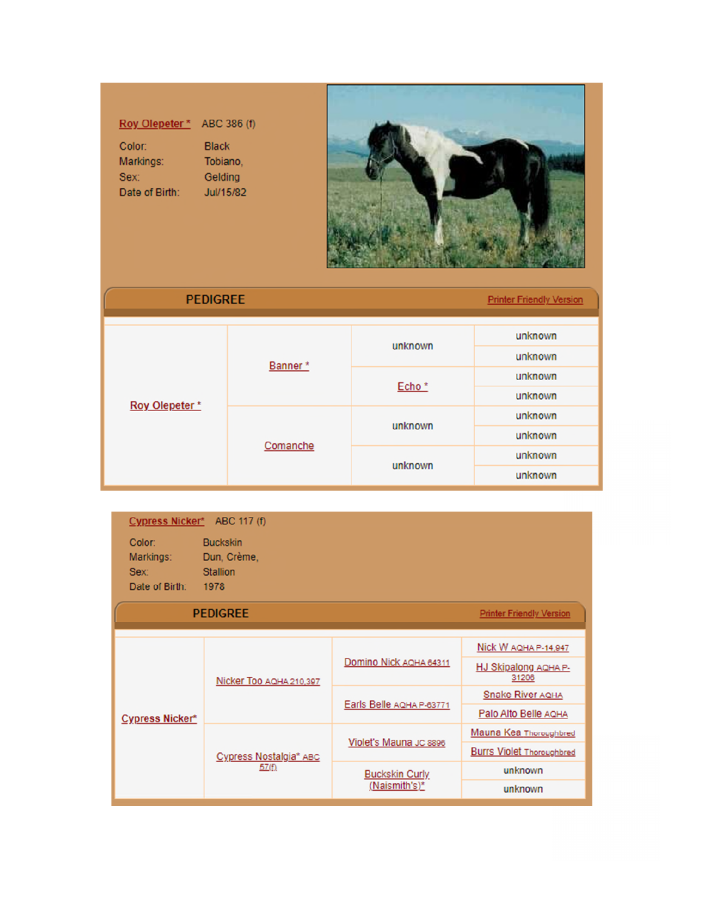Roy Olepeter * ABC 386 (f)

Color: Black
Markings: Tobiano,
Sex: Gelding
Date of Birth: Jul/15/82

## PEDIGREE

Printer Friendly Version

| | | | |
|---|---|---|---|
| Roy Olepeter * | Banner * | unknown | unknown |
| | | | unknown |
| | | Echo * | unknown |
| | | | unknown |
| | Comanche | unknown | unknown |
| | | | unknown |
| | | unknown | unknown |
| | | | unknown |

Cypress Nicker* ABC 117 (f)

Color: Buckskin
Markings: Dun, Crème,
Sex: Stallion
Date of Birth: 1978

## PEDIGREE

Printer Friendly Version

| | | | |
|---|---|---|---|
| Cypress Nicker* | Nicker Too AQHA 210,397 | Domino Nick AQHA 64311 | Nick W AQHA P-14,947 |
| | | | HJ Skipalong AQHA P-31206 |
| | | Earls Belle AQHA P-63771 | Snake River AQHA |
| | | | Palo Alto Belle AQHA |
| | Cypress Nostalgia* ABC 57(f) | Violet's Mauna JC 8896 | Mauna Kea Thoroughbred |
| | | | Burrs Violet Thoroughbred |
| | | Buckskin Curly (Naismith's)* | unknown |
| | | | unknown |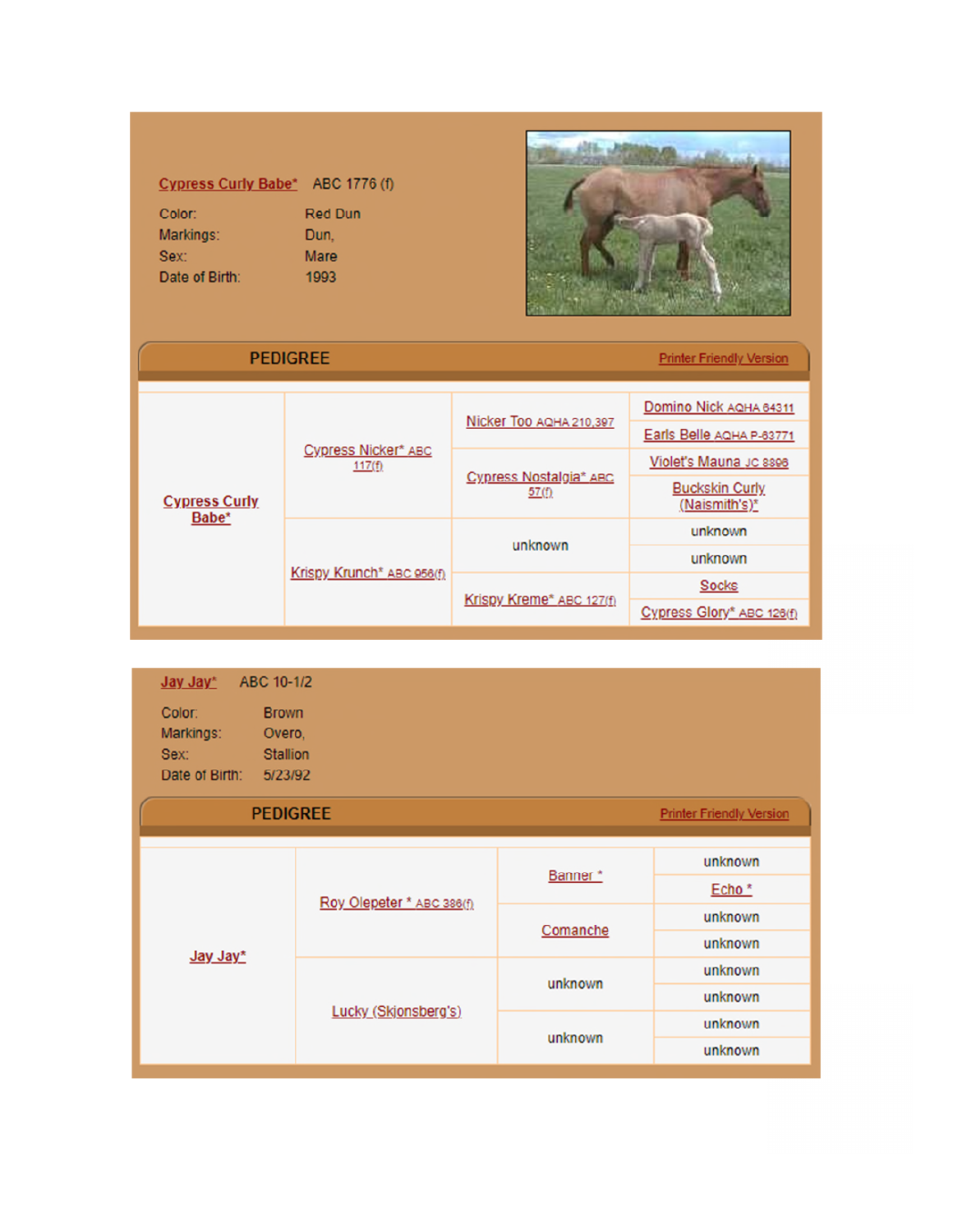Cypress Curly Babe* ABC 1776 (f)

| | |
|---|---|
| Color: | Red Dun |
| Markings: | Dun, |
| Sex: | Mare |
| Date of Birth: | 1993 |

## PEDIGREE

Printer Friendly Version

| | | | |
|---|---|---|---|
| Cypress Curly Babe* | Cypress Nicker* ABC 117(f) | Nicker Too AQHA 210,397 | Domino Nick AQHA 64311 |
| | | | Earls Belle AQHA P-63771 |
| | | Cypress Nostalgia* ABC 57(f) | Violet's Mauna JC 8898 |
| | | | Buckskin Curly (Naismith's)* |
| | Krispy Krunch* ABC 956(f) | unknown | unknown |
| | | | unknown |
| | | Krispy Kreme* ABC 127(f) | Socks |
| | | | Cypress Glory* ABC 128(f) |

Jay Jay* ABC 10-1/2

| | |
|---|---|
| Color: | Brown |
| Markings: | Overo, |
| Sex: | Stallion |
| Date of Birth: | 5/23/92 |

## PEDIGREE

Printer Friendly Version

| | | | |
|---|---|---|---|
| Jay Jay* | Roy Olepeter * ABC 386(f) | Banner * | unknown |
| | | | Echo * |
| | | Comanche | unknown |
| | | | unknown |
| | Lucky (Skjonsberg's) | unknown | unknown |
| | | | unknown |
| | | unknown | unknown |
| | | | unknown |